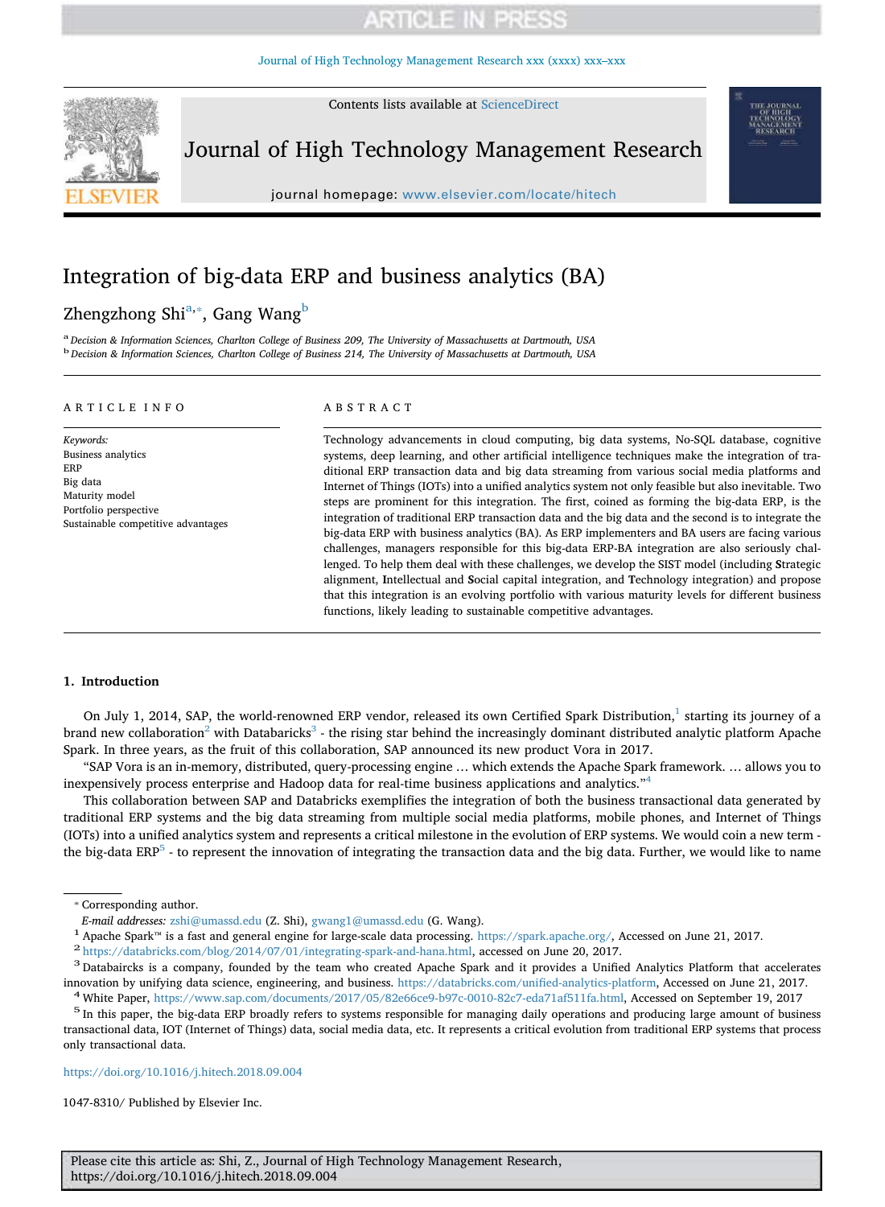# Integration of big-data ERP and business analytics (BA)

Zhengzhong Shi[a,*], Gang Wang[b]

[a] Decision & Information Sciences, Charlton College of Business 209, The University of Massachusetts at Dartmouth, USA
[b] Decision & Information Sciences, Charlton College of Business 214, The University of Massachusetts at Dartmouth, USA

## ARTICLE INFO

*Keywords:*
Business analytics
ERP
Big data
Maturity model
Portfolio perspective
Sustainable competitive advantages

## ABSTRACT

Technology advancements in cloud computing, big data systems, No-SQL database, cognitive systems, deep learning, and other artificial intelligence techniques make the integration of traditional ERP transaction data and big data streaming from various social media platforms and Internet of Things (IOTs) into a unified analytics system not only feasible but also inevitable. Two steps are prominent for this integration. The first, coined as forming the big-data ERP, is the integration of traditional ERP transaction data and the big data and the second is to integrate the big-data ERP with business analytics (BA). As ERP implementers and BA users are facing various challenges, managers responsible for this big-data ERP-BA integration are also seriously challenged. To help them deal with these challenges, we develop the SIST model (including **S**trategic alignment, **I**ntellectual and **S**ocial capital integration, and **T**echnology integration) and propose that this integration is an evolving portfolio with various maturity levels for different business functions, likely leading to sustainable competitive advantages.

## 1. Introduction

On July 1, 2014, SAP, the world-renowned ERP vendor, released its own Certified Spark Distribution,[1] starting its journey of a brand new collaboration[2] with Databaricks[3] - the rising star behind the increasingly dominant distributed analytic platform Apache Spark. In three years, as the fruit of this collaboration, SAP announced its new product Vora in 2017.

"SAP Vora is an in-memory, distributed, query-processing engine … which extends the Apache Spark framework. … allows you to inexpensively process enterprise and Hadoop data for real-time business applications and analytics."[4]

This collaboration between SAP and Databricks exemplifies the integration of both the business transactional data generated by traditional ERP systems and the big data streaming from multiple social media platforms, mobile phones, and Internet of Things (IOTs) into a unified analytics system and represents a critical milestone in the evolution of ERP systems. We would coin a new term - the big-data ERP[5] - to represent the innovation of integrating the transaction data and the big data. Further, we would like to name

---

* Corresponding author.
*E-mail addresses:* zshi@umassd.edu (Z. Shi), gwang1@umassd.edu (G. Wang).

[1] Apache Spark™ is a fast and general engine for large-scale data processing. https://spark.apache.org/, Accessed on June 21, 2017.

[2] https://databricks.com/blog/2014/07/01/integrating-spark-and-hana.html, accessed on June 20, 2017.

[3] Databairks is a company, founded by the team who created Apache Spark and it provides a Unified Analytics Platform that accelerates innovation by unifying data science, engineering, and business. https://databricks.com/unified-analytics-platform, Accessed on June 21, 2017.

[4] White Paper, https://www.sap.com/documents/2017/05/82e66ce9-b97c-0010-82c7-eda71af511fa.html, Accessed on September 19, 2017

[5] In this paper, the big-data ERP broadly refers to systems responsible for managing daily operations and producing large amount of business transactional data, IOT (Internet of Things) data, social media data, etc. It represents a critical evolution from traditional ERP systems that process only transactional data.

https://doi.org/10.1016/j.hitech.2018.09.004

1047-8310/ Published by Elsevier Inc.

Please cite this article as: Shi, Z., Journal of High Technology Management Research, https://doi.org/10.1016/j.hitech.2018.09.004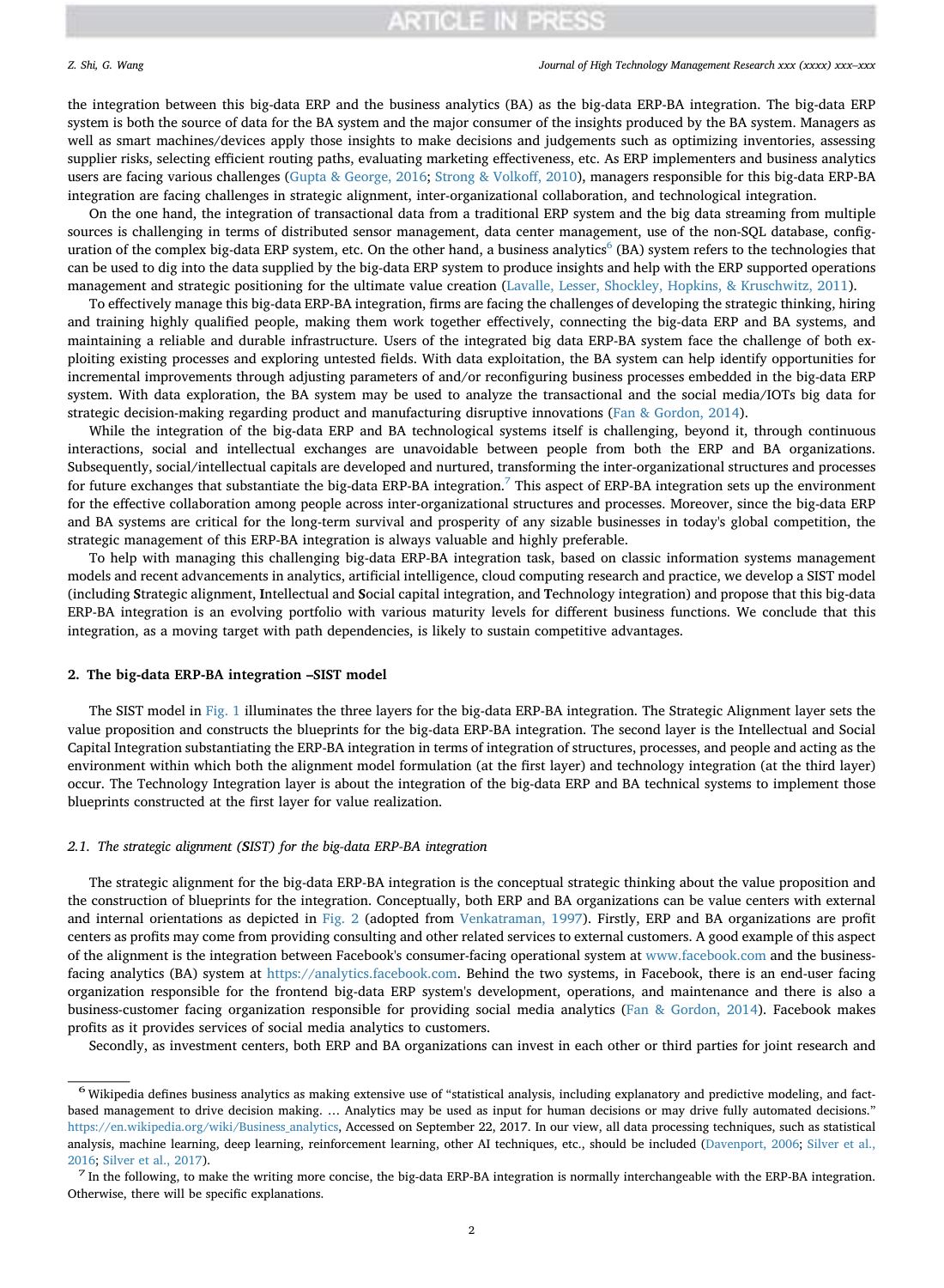the integration between this big-data ERP and the business analytics (BA) as the big-data ERP-BA integration. The big-data ERP system is both the source of data for the BA system and the major consumer of the insights produced by the BA system. Managers as well as smart machines/devices apply those insights to make decisions and judgements such as optimizing inventories, assessing supplier risks, selecting efficient routing paths, evaluating marketing effectiveness, etc. As ERP implementers and business analytics users are facing various challenges (Gupta & George, 2016; Strong & Volkoff, 2010), managers responsible for this big-data ERP-BA integration are facing challenges in strategic alignment, inter-organizational collaboration, and technological integration.

On the one hand, the integration of transactional data from a traditional ERP system and the big data streaming from multiple sources is challenging in terms of distributed sensor management, data center management, use of the non-SQL database, configuration of the complex big-data ERP system, etc. On the other hand, a business analytics[6] (BA) system refers to the technologies that can be used to dig into the data supplied by the big-data ERP system to produce insights and help with the ERP supported operations management and strategic positioning for the ultimate value creation (Lavalle, Lesser, Shockley, Hopkins, & Kruschwitz, 2011).

To effectively manage this big-data ERP-BA integration, firms are facing the challenges of developing the strategic thinking, hiring and training highly qualified people, making them work together effectively, connecting the big-data ERP and BA systems, and maintaining a reliable and durable infrastructure. Users of the integrated big data ERP-BA system face the challenge of both exploiting existing processes and exploring untested fields. With data exploitation, the BA system can help identify opportunities for incremental improvements through adjusting parameters of and/or reconfiguring business processes embedded in the big-data ERP system. With data exploration, the BA system may be used to analyze the transactional and the social media/IOTs big data for strategic decision-making regarding product and manufacturing disruptive innovations (Fan & Gordon, 2014).

While the integration of the big-data ERP and BA technological systems itself is challenging, beyond it, through continuous interactions, social and intellectual exchanges are unavoidable between people from both the ERP and BA organizations. Subsequently, social/intellectual capitals are developed and nurtured, transforming the inter-organizational structures and processes for future exchanges that substantiate the big-data ERP-BA integration.[7] This aspect of ERP-BA integration sets up the environment for the effective collaboration among people across inter-organizational structures and processes. Moreover, since the big-data ERP and BA systems are critical for the long-term survival and prosperity of any sizable businesses in today's global competition, the strategic management of this ERP-BA integration is always valuable and highly preferable.

To help with managing this challenging big-data ERP-BA integration task, based on classic information systems management models and recent advancements in analytics, artificial intelligence, cloud computing research and practice, we develop a SIST model (including **S**trategic alignment, **I**ntellectual and **S**ocial capital integration, and **T**echnology integration) and propose that this big-data ERP-BA integration is an evolving portfolio with various maturity levels for different business functions. We conclude that this integration, as a moving target with path dependencies, is likely to sustain competitive advantages.

## 2. The big-data ERP-BA integration –SIST model

The SIST model in Fig. 1 illuminates the three layers for the big-data ERP-BA integration. The Strategic Alignment layer sets the value proposition and constructs the blueprints for the big-data ERP-BA integration. The second layer is the Intellectual and Social Capital Integration substantiating the ERP-BA integration in terms of integration of structures, processes, and people and acting as the environment within which both the alignment model formulation (at the first layer) and technology integration (at the third layer) occur. The Technology Integration layer is about the integration of the big-data ERP and BA technical systems to implement those blueprints constructed at the first layer for value realization.

### 2.1. The strategic alignment (**S**IST) for the big-data ERP-BA integration

The strategic alignment for the big-data ERP-BA integration is the conceptual strategic thinking about the value proposition and the construction of blueprints for the integration. Conceptually, both ERP and BA organizations can be value centers with external and internal orientations as depicted in Fig. 2 (adopted from Venkatraman, 1997). Firstly, ERP and BA organizations are profit centers as profits may come from providing consulting and other related services to external customers. A good example of this aspect of the alignment is the integration between Facebook's consumer-facing operational system at www.facebook.com and the business-facing analytics (BA) system at https://analytics.facebook.com. Behind the two systems, in Facebook, there is an end-user facing organization responsible for the frontend big-data ERP system's development, operations, and maintenance and there is also a business-customer facing organization responsible for providing social media analytics (Fan & Gordon, 2014). Facebook makes profits as it provides services of social media analytics to customers.

Secondly, as investment centers, both ERP and BA organizations can invest in each other or third parties for joint research and

[6] Wikipedia defines business analytics as making extensive use of "statistical analysis, including explanatory and predictive modeling, and fact-based management to drive decision making. … Analytics may be used as input for human decisions or may drive fully automated decisions." https://en.wikipedia.org/wiki/Business_analytics, Accessed on September 22, 2017. In our view, all data processing techniques, such as statistical analysis, machine learning, deep learning, reinforcement learning, other AI techniques, etc., should be included (Davenport, 2006; Silver et al., 2016; Silver et al., 2017).

[7] In the following, to make the writing more concise, the big-data ERP-BA integration is normally interchangeable with the ERP-BA integration. Otherwise, there will be specific explanations.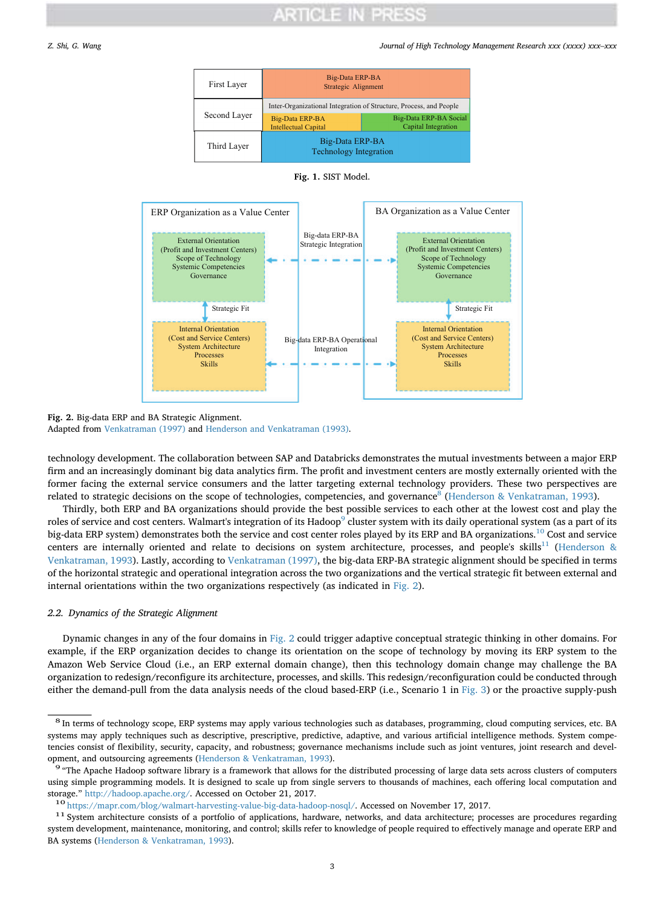| First Layer | Big-Data ERP-BA Strategic Alignment | |
|---|---|---|
| Second Layer | Inter-Organizational Integration of Structure, Process, and People | |
| | Big-Data ERP-BA Intellectual Capital | Big-Data ERP-BA Social Capital Integration |
| Third Layer | Big-Data ERP-BA Technology Integration | |

**Fig. 1.** SIST Model.

| ERP Organization as a Value Center | | BA Organization as a Value Center |
|---|---|---|
| External Orientation (Profit and Investment Centers) Scope of Technology Systemic Competencies Governance | ← Big-data ERP-BA Strategic Integration → | External Orientation (Profit and Investment Centers) Scope of Technology Systemic Competencies Governance |
| ↕ Strategic Fit | | ↕ Strategic Fit |
| Internal Orientation (Cost and Service Centers) System Architecture Processes Skills | ← Big-data ERP-BA Operational Integration → | Internal Orientation (Cost and Service Centers) System Architecture Processes Skills |

**Fig. 2.** Big-data ERP and BA Strategic Alignment.
Adapted from Venkatraman (1997) and Henderson and Venkatraman (1993).

technology development. The collaboration between SAP and Databricks demonstrates the mutual investments between a major ERP firm and an increasingly dominant big data analytics firm. The profit and investment centers are mostly externally oriented with the former facing the external service consumers and the latter targeting external technology providers. These two perspectives are related to strategic decisions on the scope of technologies, competencies, and governance[8] (Henderson & Venkatraman, 1993).

Thirdly, both ERP and BA organizations should provide the best possible services to each other at the lowest cost and play the roles of service and cost centers. Walmart's integration of its Hadoop[9] cluster system with its daily operational system (as a part of its big-data ERP system) demonstrates both the service and cost center roles played by its ERP and BA organizations.[10] Cost and service centers are internally oriented and relate to decisions on system architecture, processes, and people's skills[11] (Henderson & Venkatraman, 1993). Lastly, according to Venkatraman (1997), the big-data ERP-BA strategic alignment should be specified in terms of the horizontal strategic and operational integration across the two organizations and the vertical strategic fit between external and internal orientations within the two organizations respectively (as indicated in Fig. 2).

### 2.2. *Dynamics of the Strategic Alignment*

Dynamic changes in any of the four domains in Fig. 2 could trigger adaptive conceptual strategic thinking in other domains. For example, if the ERP organization decides to change its orientation on the scope of technology by moving its ERP system to the Amazon Web Service Cloud (i.e., an ERP external domain change), then this technology domain change may challenge the BA organization to redesign/reconfigure its architecture, processes, and skills. This redesign/reconfiguration could be conducted through either the demand-pull from the data analysis needs of the cloud based-ERP (i.e., Scenario 1 in Fig. 3) or the proactive supply-push

---

[8] In terms of technology scope, ERP systems may apply various technologies such as databases, programming, cloud computing services, etc. BA systems may apply techniques such as descriptive, prescriptive, predictive, adaptive, and various artificial intelligence methods. System competencies consist of flexibility, security, capacity, and robustness; governance mechanisms include such as joint ventures, joint research and development, and outsourcing agreements (Henderson & Venkatraman, 1993).

[9] "The Apache Hadoop software library is a framework that allows for the distributed processing of large data sets across clusters of computers using simple programming models. It is designed to scale up from single servers to thousands of machines, each offering local computation and storage." http://hadoop.apache.org/. Accessed on October 21, 2017.

[10] https://mapr.com/blog/walmart-harvesting-value-big-data-hadoop-nosql/. Accessed on November 17, 2017.

[11] System architecture consists of a portfolio of applications, hardware, networks, and data architecture; processes are procedures regarding system development, maintenance, monitoring, and control; skills refer to knowledge of people required to effectively manage and operate ERP and BA systems (Henderson & Venkatraman, 1993).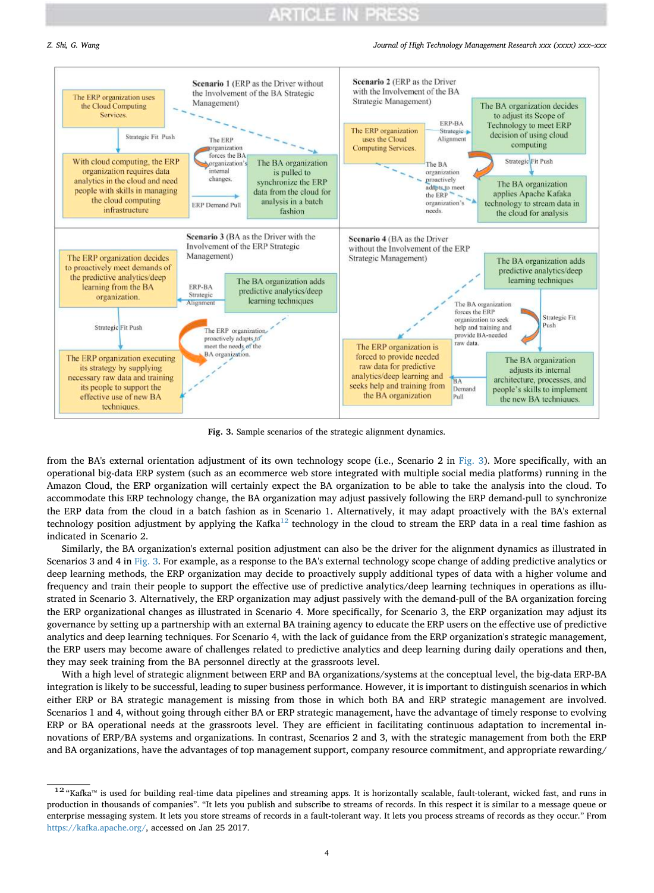**Scenario 1** (ERP as the Driver without the Involvement of the BA Strategic Management)

The ERP organization uses the Cloud Computing Services.

Strategic Fit Push

With cloud computing, the ERP organization requires data analytics in the cloud and need people with skills in managing the cloud computing infrastructure

The ERP organization forces the BA organization's internal changes.

ERP Demand Pull

The BA organization is pulled to synchronize the ERP data from the cloud for analysis in a batch fashion

**Scenario 2** (ERP as the Driver with the Involvement of the BA Strategic Management)

The ERP organization uses the Cloud Computing Services.

ERP-BA Strategic Alignment

The BA organization decides to adjust its Scope of Technology to meet ERP decision of using cloud computing

Strategic Fit Push

The BA organization proactively adapts to meet the ERP organization's needs.

The BA organization applies Apache Kafka technology to stream data in the cloud for analysis

**Scenario 3** (BA as the Driver with the Involvement of the ERP Strategic Management)

The ERP organization decides to proactively meet demands of the predictive analytics/deep learning from the BA organization.

ERP-BA Strategic Alignment

The BA organization adds predictive analytics/deep learning techniques

Strategic Fit Push

The ERP organization proactively adapts to meet the needs of the BA organization.

The ERP organization executing its strategy by supplying necessary raw data and training its people to support the effective use of new BA techniques.

**Scenario 4** (BA as the Driver without the Involvement of the ERP Strategic Management)

The BA organization adds predictive analytics/deep learning techniques

The BA organization forces the ERP organization to seek help and training and provide BA-needed raw data.

Strategic Fit Push

The ERP organization is forced to provide needed raw data for predictive analytics/deep learning and seeks help and training from the BA organization

BA Demand Pull

The BA organization adjusts its internal architecture, processes, and people's skills to implement the new BA techniques.

**Fig. 3.** Sample scenarios of the strategic alignment dynamics.

from the BA's external orientation adjustment of its own technology scope (i.e., Scenario 2 in Fig. 3). More specifically, with an operational big-data ERP system (such as an ecommerce web store integrated with multiple social media platforms) running in the Amazon Cloud, the ERP organization will certainly expect the BA organization to be able to take the analysis into the cloud. To accommodate this ERP technology change, the BA organization may adjust passively following the ERP demand-pull to synchronize the ERP data from the cloud in a batch fashion as in Scenario 1. Alternatively, it may adapt proactively with the BA's external technology position adjustment by applying the Kafka[12] technology in the cloud to stream the ERP data in a real time fashion as indicated in Scenario 2.

Similarly, the BA organization's external position adjustment can also be the driver for the alignment dynamics as illustrated in Scenarios 3 and 4 in Fig. 3. For example, as a response to the BA's external technology scope change of adding predictive analytics or deep learning methods, the ERP organization may decide to proactively supply additional types of data with a higher volume and frequency and train their people to support the effective use of predictive analytics/deep learning techniques in operations as illustrated in Scenario 3. Alternatively, the ERP organization may adjust passively with the demand-pull of the BA organization forcing the ERP organizational changes as illustrated in Scenario 4. More specifically, for Scenario 3, the ERP organization may adjust its governance by setting up a partnership with an external BA training agency to educate the ERP users on the effective use of predictive analytics and deep learning techniques. For Scenario 4, with the lack of guidance from the ERP organization's strategic management, the ERP users may become aware of challenges related to predictive analytics and deep learning during daily operations and then, they may seek training from the BA personnel directly at the grassroots level.

With a high level of strategic alignment between ERP and BA organizations/systems at the conceptual level, the big-data ERP-BA integration is likely to be successful, leading to super business performance. However, it is important to distinguish scenarios in which either ERP or BA strategic management is missing from those in which both BA and ERP strategic management are involved. Scenarios 1 and 4, without going through either BA or ERP strategic management, have the advantage of timely response to evolving ERP or BA operational needs at the grassroots level. They are efficient in facilitating continuous adaptation to incremental innovations of ERP/BA systems and organizations. In contrast, Scenarios 2 and 3, with the strategic management from both the ERP and BA organizations, have the advantages of top management support, company resource commitment, and appropriate rewarding/

[12] "Kafka™ is used for building real-time data pipelines and streaming apps. It is horizontally scalable, fault-tolerant, wicked fast, and runs in production in thousands of companies". "It lets you publish and subscribe to streams of records. In this respect it is similar to a message queue or enterprise messaging system. It lets you store streams of records in a fault-tolerant way. It lets you process streams of records as they occur." From https://kafka.apache.org/, accessed on Jan 25 2017.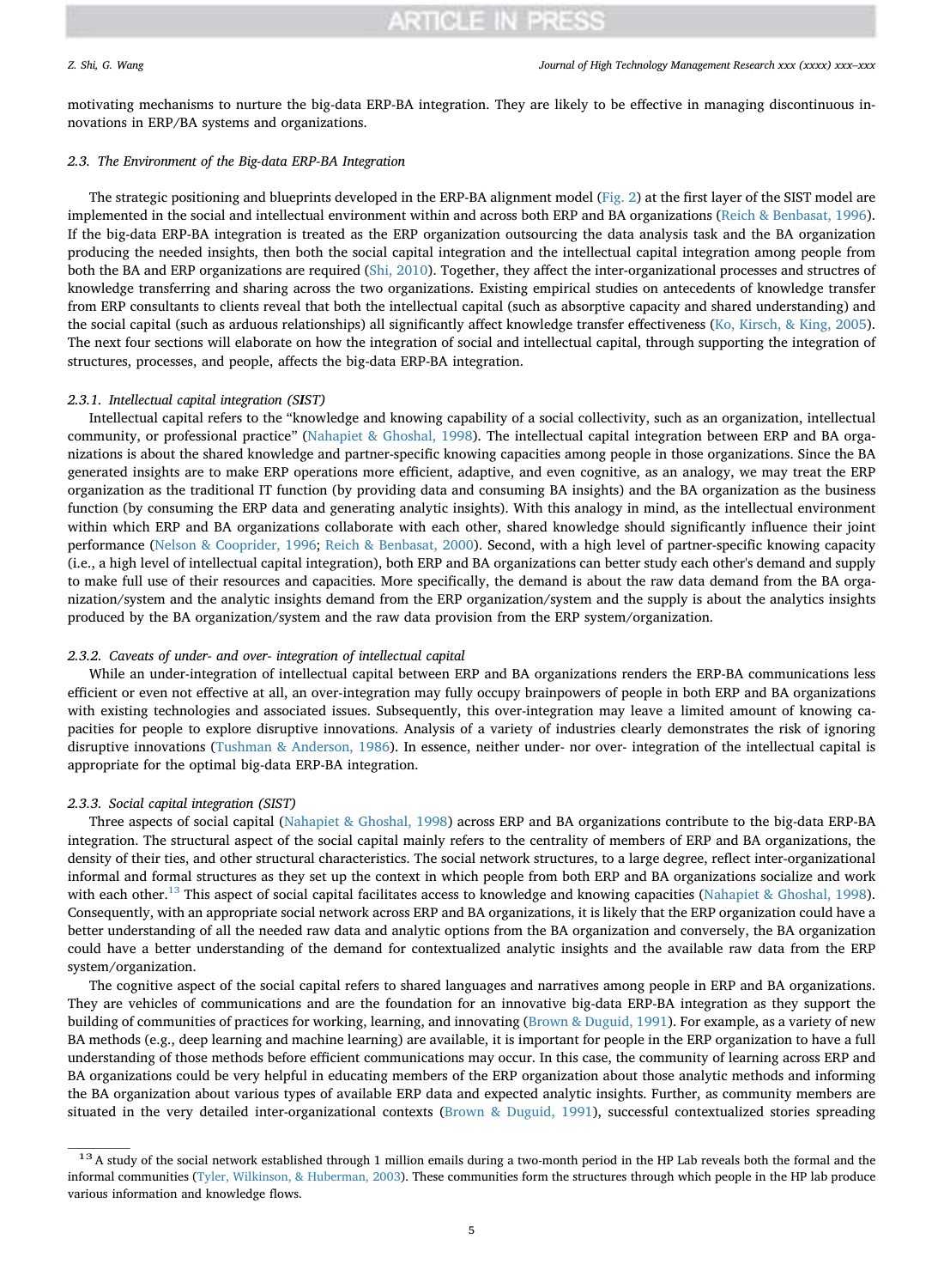motivating mechanisms to nurture the big-data ERP-BA integration. They are likely to be effective in managing discontinuous innovations in ERP/BA systems and organizations.

### 2.3. The Environment of the Big-data ERP-BA Integration

The strategic positioning and blueprints developed in the ERP-BA alignment model (Fig. 2) at the first layer of the SIST model are implemented in the social and intellectual environment within and across both ERP and BA organizations (Reich & Benbasat, 1996). If the big-data ERP-BA integration is treated as the ERP organization outsourcing the data analysis task and the BA organization producing the needed insights, then both the social capital integration and the intellectual capital integration among people from both the BA and ERP organizations are required (Shi, 2010). Together, they affect the inter-organizational processes and structres of knowledge transferring and sharing across the two organizations. Existing empirical studies on antecedents of knowledge transfer from ERP consultants to clients reveal that both the intellectual capital (such as absorptive capacity and shared understanding) and the social capital (such as arduous relationships) all significantly affect knowledge transfer effectiveness (Ko, Kirsch, & King, 2005). The next four sections will elaborate on how the integration of social and intellectual capital, through supporting the integration of structures, processes, and people, affects the big-data ERP-BA integration.

#### 2.3.1. Intellectual capital integration (SIST)

Intellectual capital refers to the "knowledge and knowing capability of a social collectivity, such as an organization, intellectual community, or professional practice" (Nahapiet & Ghoshal, 1998). The intellectual capital integration between ERP and BA organizations is about the shared knowledge and partner-specific knowing capacities among people in those organizations. Since the BA generated insights are to make ERP operations more efficient, adaptive, and even cognitive, as an analogy, we may treat the ERP organization as the traditional IT function (by providing data and consuming BA insights) and the BA organization as the business function (by consuming the ERP data and generating analytic insights). With this analogy in mind, as the intellectual environment within which ERP and BA organizations collaborate with each other, shared knowledge should significantly influence their joint performance (Nelson & Cooprider, 1996; Reich & Benbasat, 2000). Second, with a high level of partner-specific knowing capacity (i.e., a high level of intellectual capital integration), both ERP and BA organizations can better study each other's demand and supply to make full use of their resources and capacities. More specifically, the demand is about the raw data demand from the BA organization/system and the analytic insights demand from the ERP organization/system and the supply is about the analytics insights produced by the BA organization/system and the raw data provision from the ERP system/organization.

#### 2.3.2. Caveats of under- and over- integration of intellectual capital

While an under-integration of intellectual capital between ERP and BA organizations renders the ERP-BA communications less efficient or even not effective at all, an over-integration may fully occupy brainpowers of people in both ERP and BA organizations with existing technologies and associated issues. Subsequently, this over-integration may leave a limited amount of knowing capacities for people to explore disruptive innovations. Analysis of a variety of industries clearly demonstrates the risk of ignoring disruptive innovations (Tushman & Anderson, 1986). In essence, neither under- nor over- integration of the intellectual capital is appropriate for the optimal big-data ERP-BA integration.

#### 2.3.3. Social capital integration (SIST)

Three aspects of social capital (Nahapiet & Ghoshal, 1998) across ERP and BA organizations contribute to the big-data ERP-BA integration. The structural aspect of the social capital mainly refers to the centrality of members of ERP and BA organizations, the density of their ties, and other structural characteristics. The social network structures, to a large degree, reflect inter-organizational informal and formal structures as they set up the context in which people from both ERP and BA organizations socialize and work with each other.[13] This aspect of social capital facilitates access to knowledge and knowing capacities (Nahapiet & Ghoshal, 1998). Consequently, with an appropriate social network across ERP and BA organizations, it is likely that the ERP organization could have a better understanding of all the needed raw data and analytic options from the BA organization and conversely, the BA organization could have a better understanding of the demand for contextualized analytic insights and the available raw data from the ERP system/organization.

The cognitive aspect of the social capital refers to shared languages and narratives among people in ERP and BA organizations. They are vehicles of communications and are the foundation for an innovative big-data ERP-BA integration as they support the building of communities of practices for working, learning, and innovating (Brown & Duguid, 1991). For example, as a variety of new BA methods (e.g., deep learning and machine learning) are available, it is important for people in the ERP organization to have a full understanding of those methods before efficient communications may occur. In this case, the community of learning across ERP and BA organizations could be very helpful in educating members of the ERP organization about those analytic methods and informing the BA organization about various types of available ERP data and expected analytic insights. Further, as community members are situated in the very detailed inter-organizational contexts (Brown & Duguid, 1991), successful contextualized stories spreading

---

[13] A study of the social network established through 1 million emails during a two-month period in the HP Lab reveals both the formal and the informal communities (Tyler, Wilkinson, & Huberman, 2003). These communities form the structures through which people in the HP lab produce various information and knowledge flows.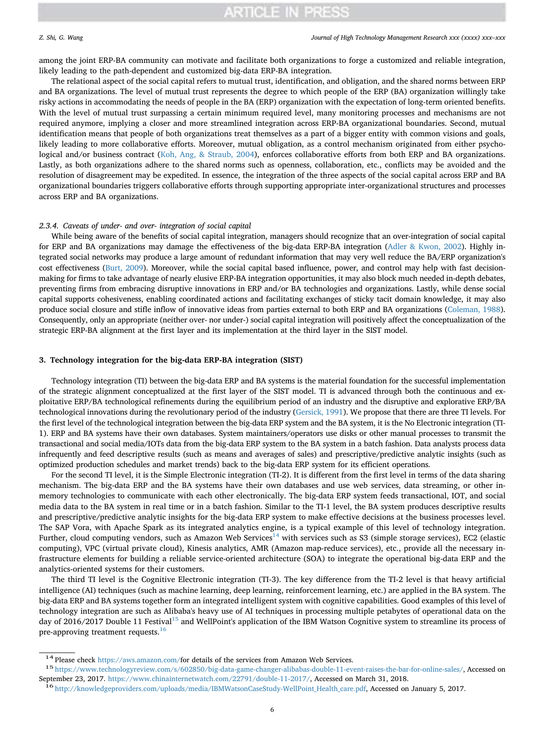among the joint ERP-BA community can motivate and facilitate both organizations to forge a customized and reliable integration, likely leading to the path-dependent and customized big-data ERP-BA integration.

The relational aspect of the social capital refers to mutual trust, identification, and obligation, and the shared norms between ERP and BA organizations. The level of mutual trust represents the degree to which people of the ERP (BA) organization willingly take risky actions in accommodating the needs of people in the BA (ERP) organization with the expectation of long-term oriented benefits. With the level of mutual trust surpassing a certain minimum required level, many monitoring processes and mechanisms are not required anymore, implying a closer and more streamlined integration across ERP-BA organizational boundaries. Second, mutual identification means that people of both organizations treat themselves as a part of a bigger entity with common visions and goals, likely leading to more collaborative efforts. Moreover, mutual obligation, as a control mechanism originated from either psychological and/or business contract (Koh, Ang, & Straub, 2004), enforces collaborative efforts from both ERP and BA organizations. Lastly, as both organizations adhere to the shared norms such as openness, collaboration, etc., conflicts may be avoided and the resolution of disagreement may be expedited. In essence, the integration of the three aspects of the social capital across ERP and BA organizational boundaries triggers collaborative efforts through supporting appropriate inter-organizational structures and processes across ERP and BA organizations.

#### 2.3.4. Caveats of under- and over- integration of social capital

While being aware of the benefits of social capital integration, managers should recognize that an over-integration of social capital for ERP and BA organizations may damage the effectiveness of the big-data ERP-BA integration (Adler & Kwon, 2002). Highly integrated social networks may produce a large amount of redundant information that may very well reduce the BA/ERP organization's cost effectiveness (Burt, 2009). Moreover, while the social capital based influence, power, and control may help with fast decision-making for firms to take advantage of nearly elusive ERP-BA integration opportunities, it may also block much needed in-depth debates, preventing firms from embracing disruptive innovations in ERP and/or BA technologies and organizations. Lastly, while dense social capital supports cohesiveness, enabling coordinated actions and facilitating exchanges of sticky tacit domain knowledge, it may also produce social closure and stifle inflow of innovative ideas from parties external to both ERP and BA organizations (Coleman, 1988). Consequently, only an appropriate (neither over- nor under-) social capital integration will positively affect the conceptualization of the strategic ERP-BA alignment at the first layer and its implementation at the third layer in the SIST model.

## 3. Technology integration for the big-data ERP-BA integration (SIST)

Technology integration (TI) between the big-data ERP and BA systems is the material foundation for the successful implementation of the strategic alignment conceptualized at the first layer of the SIST model. TI is advanced through both the continuous and exploitative ERP/BA technological refinements during the equilibrium period of an industry and the disruptive and explorative ERP/BA technological innovations during the revolutionary period of the industry (Gersick, 1991). We propose that there are three TI levels. For the first level of the technological integration between the big-data ERP system and the BA system, it is the No Electronic integration (TI-1). ERP and BA systems have their own databases. System maintainers/operators use disks or other manual processes to transmit the transactional and social media/IOTs data from the big-data ERP system to the BA system in a batch fashion. Data analysts process data infrequently and feed descriptive results (such as means and averages of sales) and prescriptive/predictive analytic insights (such as optimized production schedules and market trends) back to the big-data ERP system for its efficient operations.

For the second TI level, it is the Simple Electronic integration (TI-2). It is different from the first level in terms of the data sharing mechanism. The big-data ERP and the BA systems have their own databases and use web services, data streaming, or other in-memory technologies to communicate with each other electronically. The big-data ERP system feeds transactional, IOT, and social media data to the BA system in real time or in a batch fashion. Similar to the TI-1 level, the BA system produces descriptive results and prescriptive/predictive analytic insights for the big-data ERP system to make effective decisions at the business processes level. The SAP Vora, with Apache Spark as its integrated analytics engine, is a typical example of this level of technology integration. Further, cloud computing vendors, such as Amazon Web Services[14] with services such as S3 (simple storage services), EC2 (elastic computing), VPC (virtual private cloud), Kinesis analytics, AMR (Amazon map-reduce services), etc., provide all the necessary infrastructure elements for building a reliable service-oriented architecture (SOA) to integrate the operational big-data ERP and the analytics-oriented systems for their customers.

The third TI level is the Cognitive Electronic integration (TI-3). The key difference from the TI-2 level is that heavy artificial intelligence (AI) techniques (such as machine learning, deep learning, reinforcement learning, etc.) are applied in the BA system. The big-data ERP and BA systems together form an integrated intelligent system with cognitive capabilities. Good examples of this level of technology integration are such as Alibaba's heavy use of AI techniques in processing multiple petabytes of operational data on the day of 2016/2017 Double 11 Festival[15] and WellPoint's application of the IBM Watson Cognitive system to streamline its process of pre-approving treatment requests.[16]

---

[14] Please check https://aws.amazon.com/for details of the services from Amazon Web Services.

[15] https://www.technologyreview.com/s/602850/big-data-game-changer-alibabas-double-11-event-raises-the-bar-for-online-sales/, Accessed on September 23, 2017. https://www.chinainternetwatch.com/22791/double-11-2017/, Accessed on March 31, 2018.

[16] http://knowledgeproviders.com/uploads/media/IBMWatsonCaseStudy-WellPoint_Health_care.pdf, Accessed on January 5, 2017.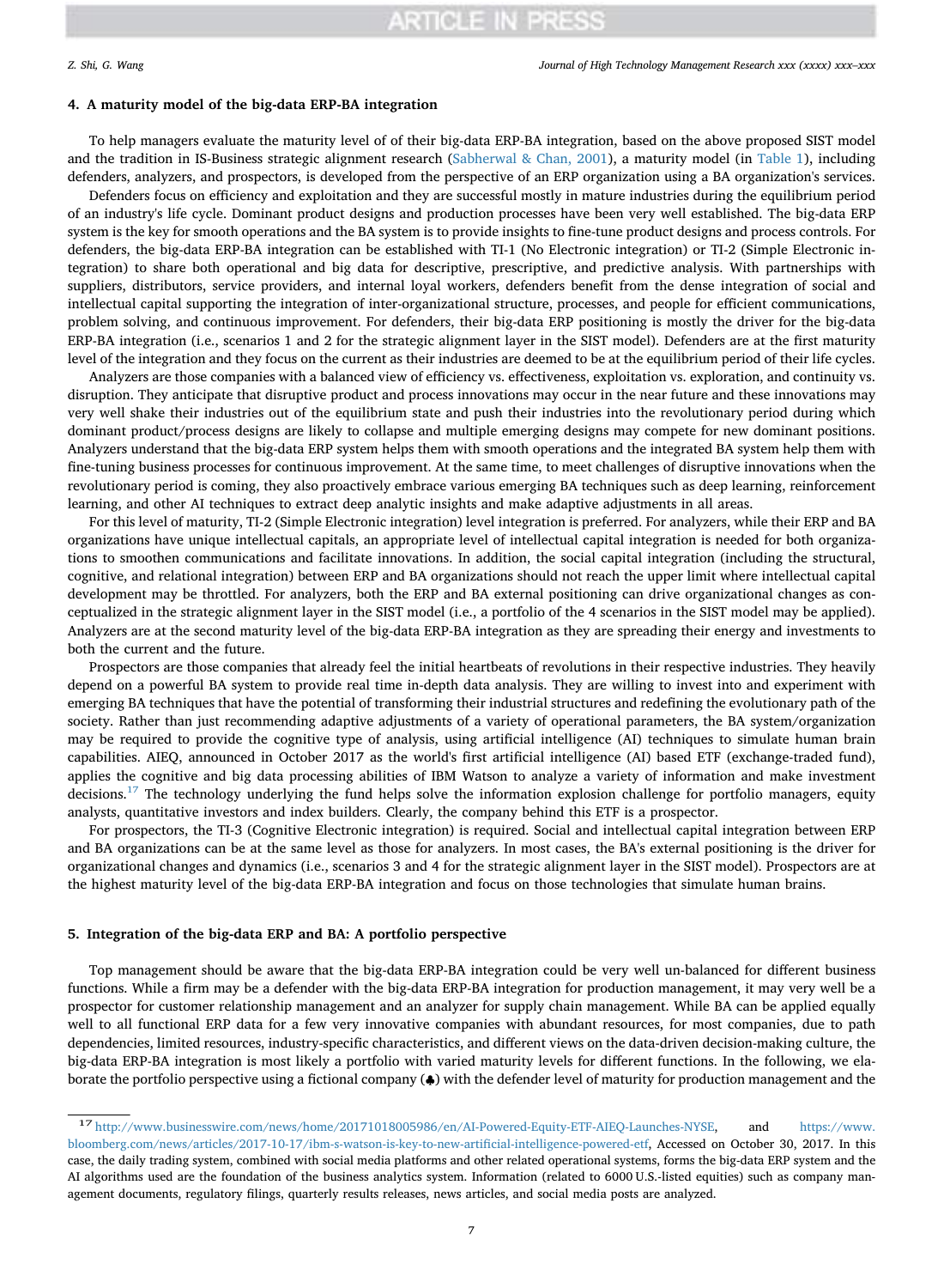## 4. A maturity model of the big-data ERP-BA integration

To help managers evaluate the maturity level of of their big-data ERP-BA integration, based on the above proposed SIST model and the tradition in IS-Business strategic alignment research (Sabherwal & Chan, 2001), a maturity model (in Table 1), including defenders, analyzers, and prospectors, is developed from the perspective of an ERP organization using a BA organization's services.

Defenders focus on efficiency and exploitation and they are successful mostly in mature industries during the equilibrium period of an industry's life cycle. Dominant product designs and production processes have been very well established. The big-data ERP system is the key for smooth operations and the BA system is to provide insights to fine-tune product designs and process controls. For defenders, the big-data ERP-BA integration can be established with TI-1 (No Electronic integration) or TI-2 (Simple Electronic integration) to share both operational and big data for descriptive, prescriptive, and predictive analysis. With partnerships with suppliers, distributors, service providers, and internal loyal workers, defenders benefit from the dense integration of social and intellectual capital supporting the integration of inter-organizational structure, processes, and people for efficient communications, problem solving, and continuous improvement. For defenders, their big-data ERP positioning is mostly the driver for the big-data ERP-BA integration (i.e., scenarios 1 and 2 for the strategic alignment layer in the SIST model). Defenders are at the first maturity level of the integration and they focus on the current as their industries are deemed to be at the equilibrium period of their life cycles.

Analyzers are those companies with a balanced view of efficiency vs. effectiveness, exploitation vs. exploration, and continuity vs. disruption. They anticipate that disruptive product and process innovations may occur in the near future and these innovations may very well shake their industries out of the equilibrium state and push their industries into the revolutionary period during which dominant product/process designs are likely to collapse and multiple emerging designs may compete for new dominant positions. Analyzers understand that the big-data ERP system helps them with smooth operations and the integrated BA system help them with fine-tuning business processes for continuous improvement. At the same time, to meet challenges of disruptive innovations when the revolutionary period is coming, they also proactively embrace various emerging BA techniques such as deep learning, reinforcement learning, and other AI techniques to extract deep analytic insights and make adaptive adjustments in all areas.

For this level of maturity, TI-2 (Simple Electronic integration) level integration is preferred. For analyzers, while their ERP and BA organizations have unique intellectual capitals, an appropriate level of intellectual capital integration is needed for both organizations to smoothen communications and facilitate innovations. In addition, the social capital integration (including the structural, cognitive, and relational integration) between ERP and BA organizations should not reach the upper limit where intellectual capital development may be throttled. For analyzers, both the ERP and BA external positioning can drive organizational changes as conceptualized in the strategic alignment layer in the SIST model (i.e., a portfolio of the 4 scenarios in the SIST model may be applied). Analyzers are at the second maturity level of the big-data ERP-BA integration as they are spreading their energy and investments to both the current and the future.

Prospectors are those companies that already feel the initial heartbeats of revolutions in their respective industries. They heavily depend on a powerful BA system to provide real time in-depth data analysis. They are willing to invest into and experiment with emerging BA techniques that have the potential of transforming their industrial structures and redefining the evolutionary path of the society. Rather than just recommending adaptive adjustments of a variety of operational parameters, the BA system/organization may be required to provide the cognitive type of analysis, using artificial intelligence (AI) techniques to simulate human brain capabilities. AIEQ, announced in October 2017 as the world's first artificial intelligence (AI) based ETF (exchange-traded fund), applies the cognitive and big data processing abilities of IBM Watson to analyze a variety of information and make investment decisions.[17] The technology underlying the fund helps solve the information explosion challenge for portfolio managers, equity analysts, quantitative investors and index builders. Clearly, the company behind this ETF is a prospector.

For prospectors, the TI-3 (Cognitive Electronic integration) is required. Social and intellectual capital integration between ERP and BA organizations can be at the same level as those for analyzers. In most cases, the BA's external positioning is the driver for organizational changes and dynamics (i.e., scenarios 3 and 4 for the strategic alignment layer in the SIST model). Prospectors are at the highest maturity level of the big-data ERP-BA integration and focus on those technologies that simulate human brains.

## 5. Integration of the big-data ERP and BA: A portfolio perspective

Top management should be aware that the big-data ERP-BA integration could be very well un-balanced for different business functions. While a firm may be a defender with the big-data ERP-BA integration for production management, it may very well be a prospector for customer relationship management and an analyzer for supply chain management. While BA can be applied equally well to all functional ERP data for a few very innovative companies with abundant resources, for most companies, due to path dependencies, limited resources, industry-specific characteristics, and different views on the data-driven decision-making culture, the big-data ERP-BA integration is most likely a portfolio with varied maturity levels for different functions. In the following, we elaborate the portfolio perspective using a fictional company (♣) with the defender level of maturity for production management and the

---

[17] http://www.businesswire.com/news/home/20171018005986/en/AI-Powered-Equity-ETF-AIEQ-Launches-NYSE, and https://www.bloomberg.com/news/articles/2017-10-17/ibm-s-watson-is-key-to-new-artificial-intelligence-powered-etf, Accessed on October 30, 2017. In this case, the daily trading system, combined with social media platforms and other related operational systems, forms the big-data ERP system and the AI algorithms used are the foundation of the business analytics system. Information (related to 6000 U.S.-listed equities) such as company management documents, regulatory filings, quarterly results releases, news articles, and social media posts are analyzed.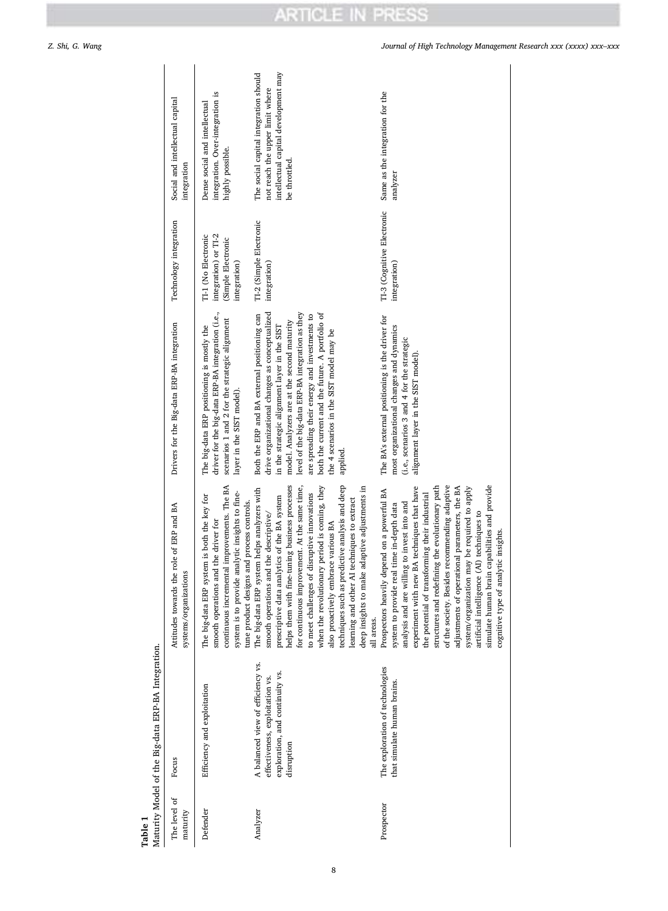**Table 1**
Maturity Model of the Big-data ERP-BA Integration.

| The level of maturity | Focus | Attitudes towards the role of ERP and BA systems/organizations | Drivers for the Big-data ERP-BA integration | Technology integration | Social and intellectual capital integration |
|---|---|---|---|---|---|
| Defender | Efficiency and exploitation | The big-data ERP system is both the key for smooth operations and the driver for continuous incremental improvements. The BA system is to provide analytic insights to fine-tune product designs and process controls. | The big-data ERP positioning is mostly the driver for the big-data ERP-BA integration (i.e., scenarios 1 and 2 for the strategic alignment layer in the SIST model). | TI-1 (No Electronic integration) or TI-2 (Simple Electronic integration) | Dense social and intellectual integration. Over-integration is highly possible. |
| Analyzer | A balanced view of efficiency vs. effectiveness, exploitation vs. exploration, and continuity vs. disruption | The big-data ERP system helps analyzers with smooth operations and the descriptive/prescriptive data analytics of the BA system helps them with fine-tuning business processes for continuous improvement. At the same time, to meet challenges of disruptive innovations when the revolutionary period is coming, they also proactively embrace various BA techniques such as predictive analysis and deep learning and other AI techniques to extract deep insights to make adaptive adjustments in all areas. | Both the ERP and BA external positioning can drive organizational changes as conceptualized in the strategic alignment layer in the SIST model. Analyzers are at the second maturity level of the big-data ERP-BA integration as they are spreading their energy and investments to both the current and the future. A portfolio of the 4 scenarios in the SIST model may be applied. | TI-2 (Simple Electronic integration) | The social capital integration should not reach the upper limit where intellectual capital development may be throttled. |
| Prospector | The exploration of technologies that simulate human brains. | Prospectors heavily depend on a powerful BA system to provide real time in-depth data analysis and are willing to invest into and experiment with new BA techniques that have the potential of transforming their industrial structures and redefining the evolutionary path of the society. Besides recommending adaptive adjustments of operational parameters, the BA system/organization may be required to apply artificial intelligence (AI) techniques to simulate human brain capabilities and provide cognitive type of analytic insights. | The BA's external positioning is the driver for most organizational changes and dynamics (i.e., scenarios 3 and 4 for the strategic alignment layer in the SIST model). | TI-3 (Cognitive Electronic integration) | Same as the integration for the analyzer |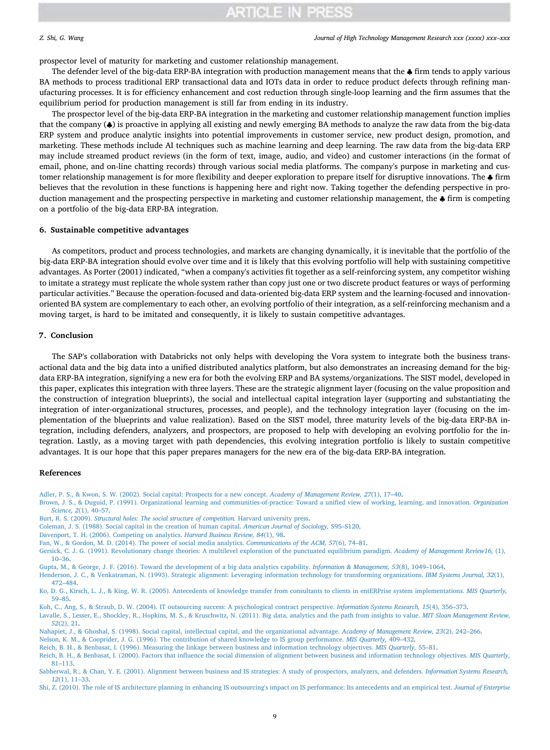prospector level of maturity for marketing and customer relationship management.

The defender level of the big-data ERP-BA integration with production management means that the ♣ firm tends to apply various BA methods to process traditional ERP transactional data and IOTs data in order to reduce product defects through refining manufacturing processes. It is for efficiency enhancement and cost reduction through single-loop learning and the firm assumes that the equilibrium period for production management is still far from ending in its industry.

The prospector level of the big-data ERP-BA integration in the marketing and customer relationship management function implies that the company (♣) is proactive in applying all existing and newly emerging BA methods to analyze the raw data from the big-data ERP system and produce analytic insights into potential improvements in customer service, new product design, promotion, and marketing. These methods include AI techniques such as machine learning and deep learning. The raw data from the big-data ERP may include streamed product reviews (in the form of text, image, audio, and video) and customer interactions (in the format of email, phone, and on-line chatting records) through various social media platforms. The company's purpose in marketing and customer relationship management is for more flexibility and deeper exploration to prepare itself for disruptive innovations. The ♣ firm believes that the revolution in these functions is happening here and right now. Taking together the defending perspective in production management and the prospecting perspective in marketing and customer relationship management, the ♣ firm is competing on a portfolio of the big-data ERP-BA integration.

## 6. Sustainable competitive advantages

As competitors, product and process technologies, and markets are changing dynamically, it is inevitable that the portfolio of the big-data ERP-BA integration should evolve over time and it is likely that this evolving portfolio will help with sustaining competitive advantages. As Porter (2001) indicated, "when a company's activities fit together as a self-reinforcing system, any competitor wishing to imitate a strategy must replicate the whole system rather than copy just one or two discrete product features or ways of performing particular activities." Because the operation-focused and data-oriented big-data ERP system and the learning-focused and innovation-oriented BA system are complementary to each other, an evolving portfolio of their integration, as a self-reinforcing mechanism and a moving target, is hard to be imitated and consequently, it is likely to sustain competitive advantages.

## 7. Conclusion

The SAP's collaboration with Databricks not only helps with developing the Vora system to integrate both the business transactional data and the big data into a unified distributed analytics platform, but also demonstrates an increasing demand for the big-data ERP-BA integration, signifying a new era for both the evolving ERP and BA systems/organizations. The SIST model, developed in this paper, explicates this integration with three layers. These are the strategic alignment layer (focusing on the value proposition and the construction of integration blueprints), the social and intellectual capital integration layer (supporting and substantiating the integration of inter-organizational structures, processes, and people), and the technology integration layer (focusing on the implementation of the blueprints and value realization). Based on the SIST model, three maturity levels of the big-data ERP-BA integration, including defenders, analyzers, and prospectors, are proposed to help with developing an evolving portfolio for the integration. Lastly, as a moving target with path dependencies, this evolving integration portfolio is likely to sustain competitive advantages. It is our hope that this paper prepares managers for the new era of the big-data ERP-BA integration.

## References

Adler, P. S., & Kwon, S. W. (2002). Social capital: Prospects for a new concept. *Academy of Management Review, 27*(1), 17–40.

Brown, J. S., & Duguid, P. (1991). Organizational learning and communities-of-practice: Toward a unified view of working, learning, and innovation. *Organization Science, 2*(1), 40–57.

Burt, R. S. (2009). *Structural holes: The social structure of competition.* Harvard university press.

Coleman, J. S. (1988). Social capital in the creation of human capital. *American Journal of Sociology,* S95–S120.

Davenport, T. H. (2006). Competing on analytics. *Harvard Business Review, 84*(1), 98.

Fan, W., & Gordon, M. D. (2014). The power of social media analytics. *Communications of the ACM, 57*(6), 74–81.

Gersick, C. J. G. (1991). Revolutionary change theories: A multilevel exploration of the punctuated equilibrium paradigm. *Academy of Management Review16,* (1), 10–36.

Gupta, M., & George, J. F. (2016). Toward the development of a big data analytics capability. *Information & Management, 53*(8), 1049–1064.

Henderson, J. C., & Venkatraman, N. (1993). Strategic alignment: Leveraging information technology for transforming organizations. *IBM Systems Journal, 32*(1), 472–484.

Ko, D. G., Kirsch, L. J., & King, W. R. (2005). Antecedents of knowledge transfer from consultants to clients in entERPrise system implementations. *MIS Quarterly,* 59–85.

Koh, C., Ang, S., & Straub, D. W. (2004). IT outsourcing success: A psychological contract perspective. *Information Systems Research, 15*(4), 356–373.

Lavalle, S., Lesser, E., Shockley, R., Hopkins, M. S., & Kruschwitz, N. (2011). Big data, analytics and the path from insights to value. *MIT Sloan Management Review, 52*(2), 21.

Nahapiet, J., & Ghoshal, S. (1998). Social capital, intellectual capital, and the organizational advantage. *Academy of Management Review, 23*(2), 242–266.

Nelson, K. M., & Cooprider, J. G. (1996). The contribution of shared knowledge to IS group performance. *MIS Quarterly,* 409–432.

Reich, B. H., & Benbasat, I. (1996). Measuring the linkage between business and information technology objectives. *MIS Quarterly,* 55–81.

Reich, B. H., & Benbasat, I. (2000). Factors that influence the social dimension of alignment between business and information technology objectives. *MIS Quarterly,* 81–113.

Sabherwal, R., & Chan, Y. E. (2001). Alignment between business and IS strategies: A study of prospectors, analyzers, and defenders. *Information Systems Research, 12*(1), 11–33.

Shi, Z. (2010). The role of IS architecture planning in enhancing IS outsourcing's impact on IS performance: Its antecedents and an empirical test. *Journal of Enterprise*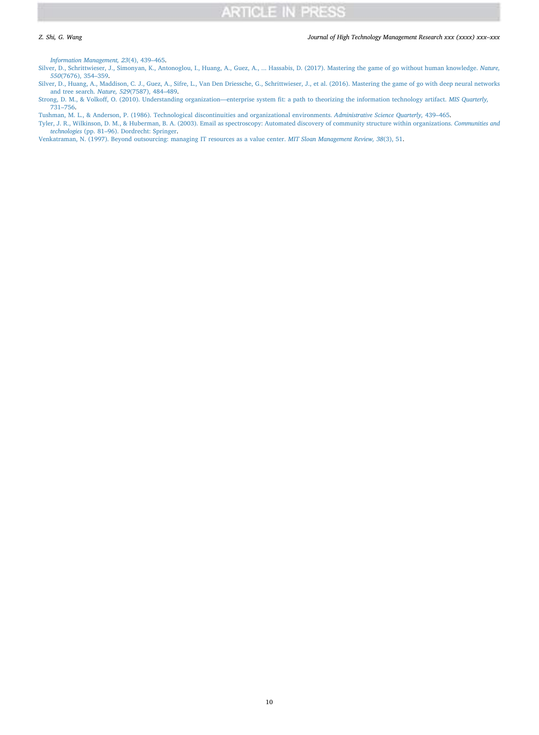*Information Management, 23*(4), 439–465.

Silver, D., Schrittwieser, J., Simonyan, K., Antonoglou, I., Huang, A., Guez, A., ... Hassabis, D. (2017). Mastering the game of go without human knowledge. *Nature, 550*(7676), 354–359.

Silver, D., Huang, A., Maddison, C. J., Guez, A., Sifre, L., Van Den Driessche, G., Schrittwieser, J., et al. (2016). Mastering the game of go with deep neural networks and tree search. *Nature, 529*(7587), 484–489.

Strong, D. M., & Volkoff, O. (2010). Understanding organization—enterprise system fit: a path to theorizing the information technology artifact. *MIS Quarterly,* 731–756.

Tushman, M. L., & Anderson, P. (1986). Technological discontinuities and organizational environments. *Administrative Science Quarterly,* 439–465.

Tyler, J. R., Wilkinson, D. M., & Huberman, B. A. (2003). Email as spectroscopy: Automated discovery of community structure within organizations. *Communities and technologies* (pp. 81–96). Dordrecht: Springer.

Venkatraman, N. (1997). Beyond outsourcing: managing IT resources as a value center. *MIT Sloan Management Review, 38*(3), 51.